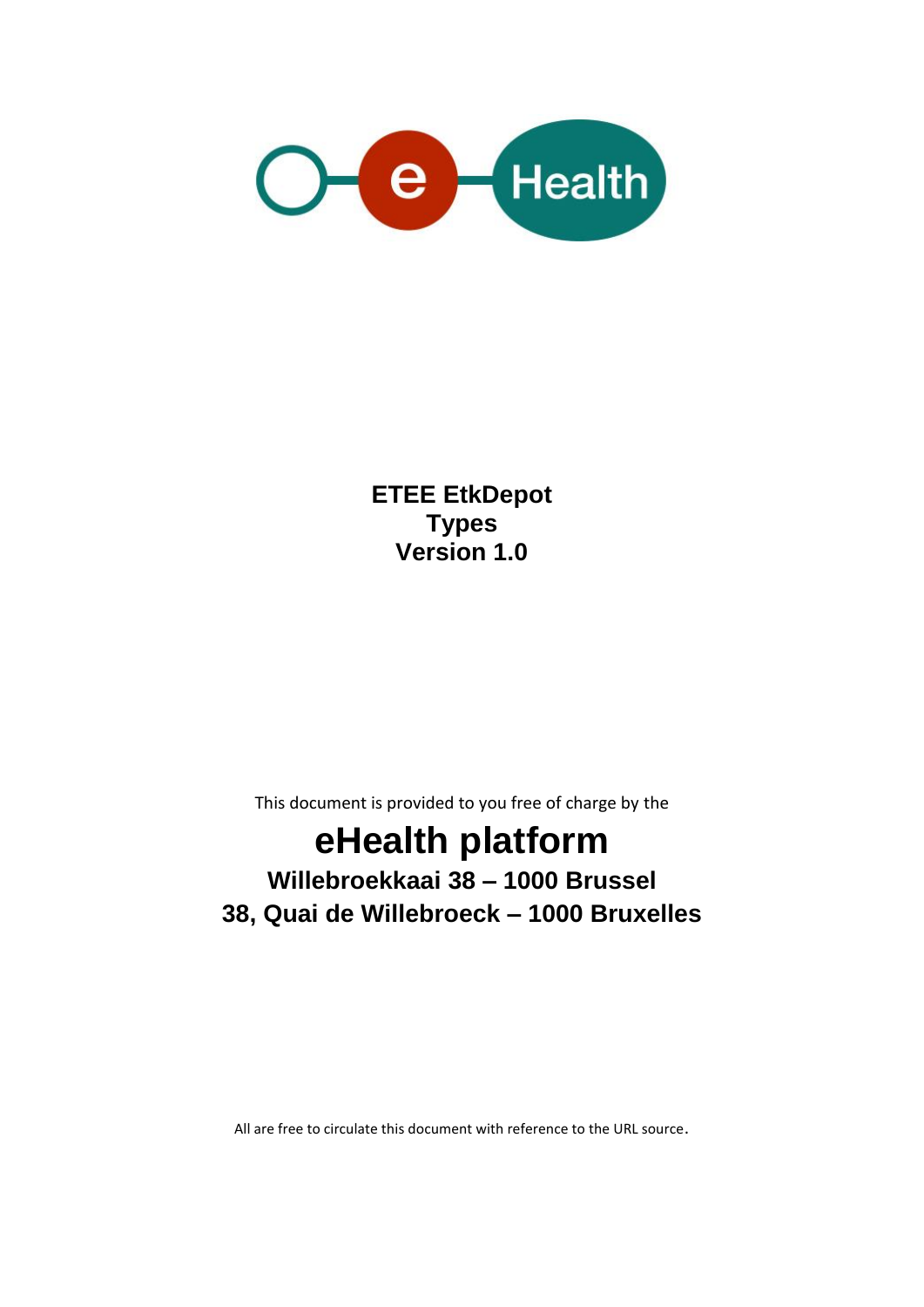# ETEE EtkDepot Types Version 1.0

This document is provided to you free of charge by the

## eHealth platform

**Willebroekkaai 38 – 1000 Brussel**

**38, Quai de Willebroeck – 1000 Bruxelles**

All are free to circulate this document with reference to the URL source.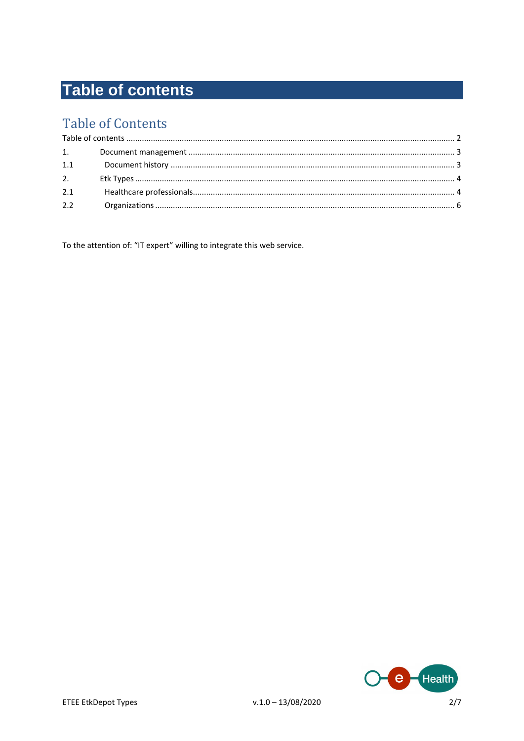# Table of contents

## Table of Contents

Table of contents ........................................................................................................................................ 2

1. Document management ............................................................................................................... 3

1.1 Document history ........................................................................................................................ 3

2. Etk Types ...................................................................................................................................... 4

2.1 Healthcare professionals............................................................................................................. 4

2.2 Organizations .............................................................................................................................. 6

To the attention of: “IT expert” willing to integrate this web service.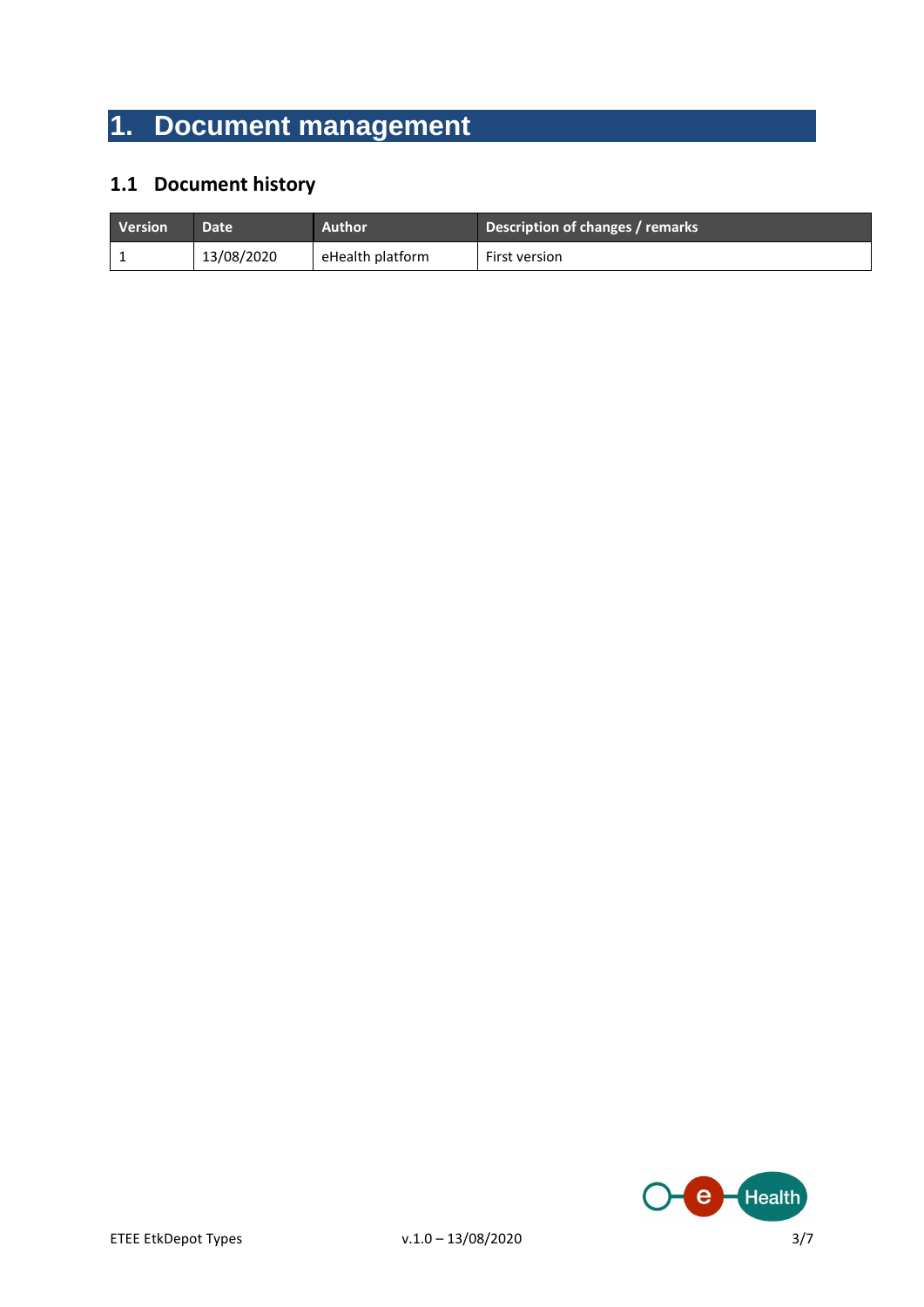# 1. Document management

## 1.1 Document history

| Version | Date | Author | Description of changes / remarks |
|---|---|---|---|
| 1 | 13/08/2020 | eHealth platform | First version |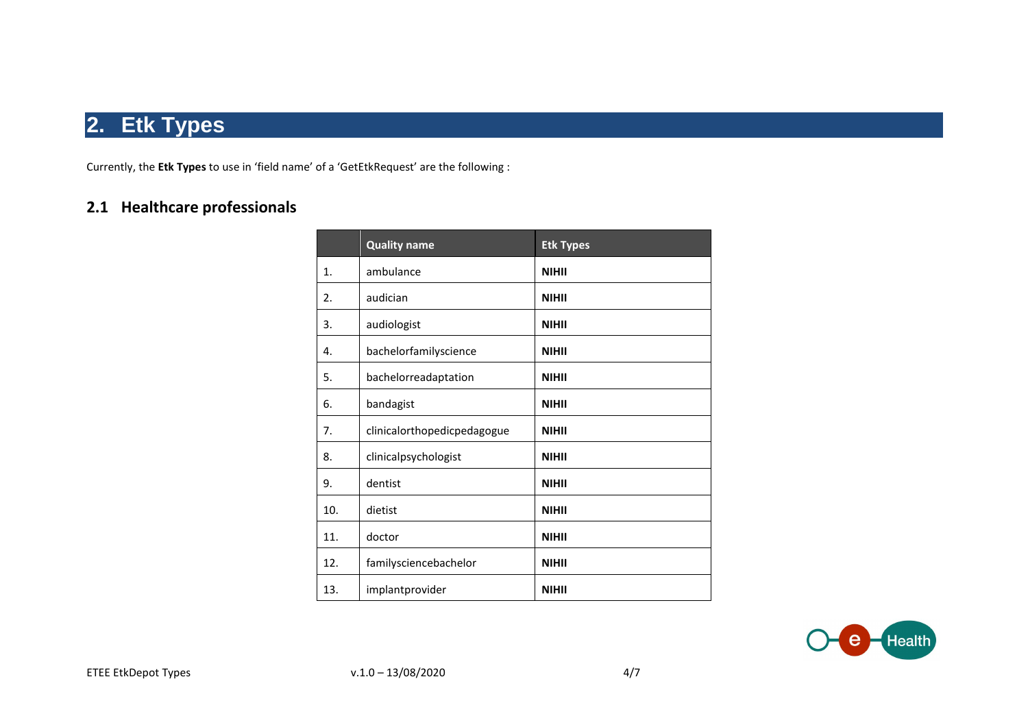# 2. Etk Types

Currently, the **Etk Types** to use in 'field name' of a 'GetEtkRequest' are the following :

## 2.1 Healthcare professionals

| | Quality name | Etk Types |
|---|---|---|
| 1. | ambulance | **NIHII** |
| 2. | audician | **NIHII** |
| 3. | audiologist | **NIHII** |
| 4. | bachelorfamilyscience | **NIHII** |
| 5. | bachelorreadaptation | **NIHII** |
| 6. | bandagist | **NIHII** |
| 7. | clinicalorthopedicpedagogue | **NIHII** |
| 8. | clinicalpsychologist | **NIHII** |
| 9. | dentist | **NIHII** |
| 10. | dietist | **NIHII** |
| 11. | doctor | **NIHII** |
| 12. | familysciencebachelor | **NIHII** |
| 13. | implantprovider | **NIHII** |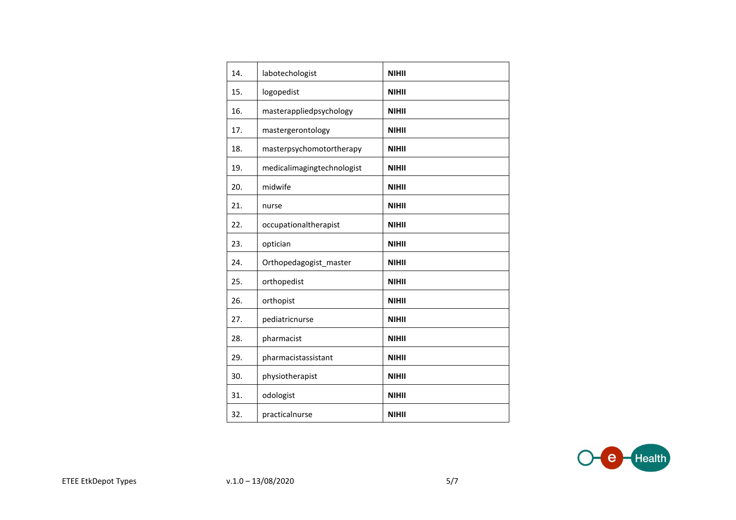| 14. | labotechologist | **NIHII** |
|---|---|---|
| 15. | logopedist | **NIHII** |
| 16. | masterappliedpsychology | **NIHII** |
| 17. | mastergerontology | **NIHII** |
| 18. | masterpsychomotortherapy | **NIHII** |
| 19. | medicalimagingtechnologist | **NIHII** |
| 20. | midwife | **NIHII** |
| 21. | nurse | **NIHII** |
| 22. | occupationaltherapist | **NIHII** |
| 23. | optician | **NIHII** |
| 24. | Orthopedagogist_master | **NIHII** |
| 25. | orthopedist | **NIHII** |
| 26. | orthopist | **NIHII** |
| 27. | pediatricnurse | **NIHII** |
| 28. | pharmacist | **NIHII** |
| 29. | pharmacistassistant | **NIHII** |
| 30. | physiotherapist | **NIHII** |
| 31. | odologist | **NIHII** |
| 32. | practicalnurse | **NIHII** |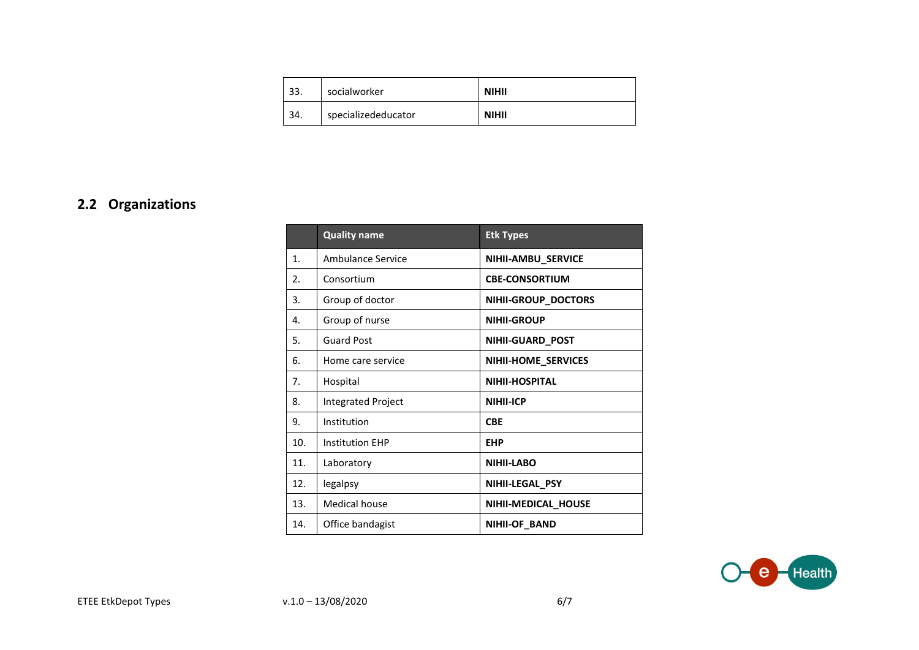| | | |
|---|---|---|
| 33. | socialworker | **NIHII** |
| 34. | specializededucator | **NIHII** |

## 2.2 Organizations

| | Quality name | Etk Types |
|---|---|---|
| 1. | Ambulance Service | **NIHII-AMBU_SERVICE** |
| 2. | Consortium | **CBE-CONSORTIUM** |
| 3. | Group of doctor | **NIHII-GROUP_DOCTORS** |
| 4. | Group of nurse | **NIHII-GROUP** |
| 5. | Guard Post | **NIHII-GUARD_POST** |
| 6. | Home care service | **NIHII-HOME_SERVICES** |
| 7. | Hospital | **NIHII-HOSPITAL** |
| 8. | Integrated Project | **NIHII-ICP** |
| 9. | Institution | **CBE** |
| 10. | Institution EHP | **EHP** |
| 11. | Laboratory | **NIHII-LABO** |
| 12. | legalpsy | **NIHII-LEGAL_PSY** |
| 13. | Medical house | **NIHII-MEDICAL_HOUSE** |
| 14. | Office bandagist | **NIHII-OF_BAND** |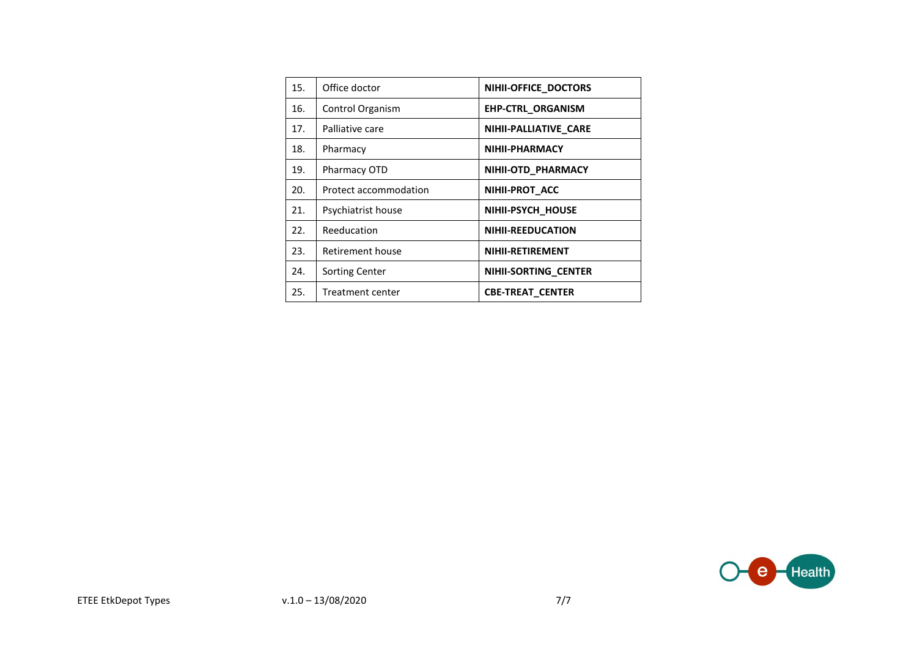| | | |
|---|---|---|
| 15. | Office doctor | **NIHII-OFFICE_DOCTORS** |
| 16. | Control Organism | **EHP-CTRL_ORGANISM** |
| 17. | Palliative care | **NIHII-PALLIATIVE_CARE** |
| 18. | Pharmacy | **NIHII-PHARMACY** |
| 19. | Pharmacy OTD | **NIHII-OTD_PHARMACY** |
| 20. | Protect accommodation | **NIHII-PROT_ACC** |
| 21. | Psychiatrist house | **NIHII-PSYCH_HOUSE** |
| 22. | Reeducation | **NIHII-REEDUCATION** |
| 23. | Retirement house | **NIHII-RETIREMENT** |
| 24. | Sorting Center | **NIHII-SORTING_CENTER** |
| 25. | Treatment center | **CBE-TREAT_CENTER** |